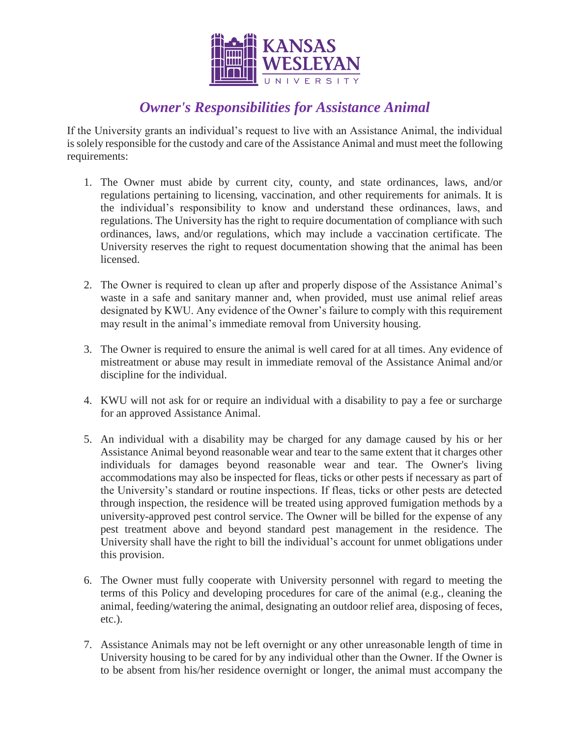# *Owner's Responsibilities for Assistance Animal*

If the University grants an individual's request to live with an Assistance Animal, the individual is solely responsible for the custody and care of the Assistance Animal and must meet the following requirements:

1. The Owner must abide by current city, county, and state ordinances, laws, and/or regulations pertaining to licensing, vaccination, and other requirements for animals. It is the individual's responsibility to know and understand these ordinances, laws, and regulations. The University has the right to require documentation of compliance with such ordinances, laws, and/or regulations, which may include a vaccination certificate. The University reserves the right to request documentation showing that the animal has been licensed.

2. The Owner is required to clean up after and properly dispose of the Assistance Animal's waste in a safe and sanitary manner and, when provided, must use animal relief areas designated by KWU. Any evidence of the Owner's failure to comply with this requirement may result in the animal's immediate removal from University housing.

3. The Owner is required to ensure the animal is well cared for at all times. Any evidence of mistreatment or abuse may result in immediate removal of the Assistance Animal and/or discipline for the individual.

4. KWU will not ask for or require an individual with a disability to pay a fee or surcharge for an approved Assistance Animal.

5. An individual with a disability may be charged for any damage caused by his or her Assistance Animal beyond reasonable wear and tear to the same extent that it charges other individuals for damages beyond reasonable wear and tear. The Owner's living accommodations may also be inspected for fleas, ticks or other pests if necessary as part of the University's standard or routine inspections. If fleas, ticks or other pests are detected through inspection, the residence will be treated using approved fumigation methods by a university-approved pest control service. The Owner will be billed for the expense of any pest treatment above and beyond standard pest management in the residence. The University shall have the right to bill the individual's account for unmet obligations under this provision.

6. The Owner must fully cooperate with University personnel with regard to meeting the terms of this Policy and developing procedures for care of the animal (e.g., cleaning the animal, feeding/watering the animal, designating an outdoor relief area, disposing of feces, etc.).

7. Assistance Animals may not be left overnight or any other unreasonable length of time in University housing to be cared for by any individual other than the Owner. If the Owner is to be absent from his/her residence overnight or longer, the animal must accompany the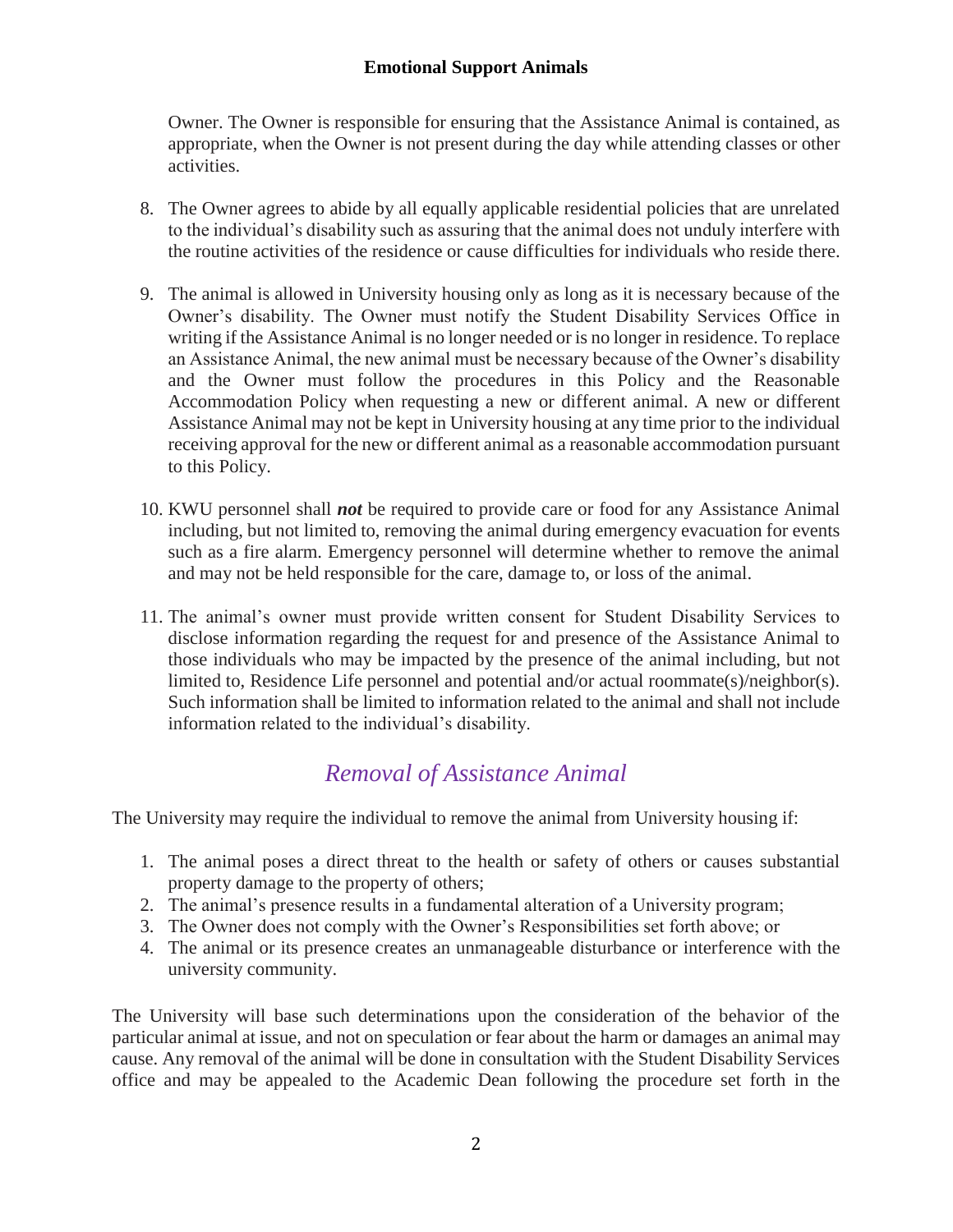Owner. The Owner is responsible for ensuring that the Assistance Animal is contained, as appropriate, when the Owner is not present during the day while attending classes or other activities.

8. The Owner agrees to abide by all equally applicable residential policies that are unrelated to the individual's disability such as assuring that the animal does not unduly interfere with the routine activities of the residence or cause difficulties for individuals who reside there.

9. The animal is allowed in University housing only as long as it is necessary because of the Owner's disability. The Owner must notify the Student Disability Services Office in writing if the Assistance Animal is no longer needed or is no longer in residence. To replace an Assistance Animal, the new animal must be necessary because of the Owner's disability and the Owner must follow the procedures in this Policy and the Reasonable Accommodation Policy when requesting a new or different animal. A new or different Assistance Animal may not be kept in University housing at any time prior to the individual receiving approval for the new or different animal as a reasonable accommodation pursuant to this Policy.

10. KWU personnel shall ***not*** be required to provide care or food for any Assistance Animal including, but not limited to, removing the animal during emergency evacuation for events such as a fire alarm. Emergency personnel will determine whether to remove the animal and may not be held responsible for the care, damage to, or loss of the animal.

11. The animal's owner must provide written consent for Student Disability Services to disclose information regarding the request for and presence of the Assistance Animal to those individuals who may be impacted by the presence of the animal including, but not limited to, Residence Life personnel and potential and/or actual roommate(s)/neighbor(s). Such information shall be limited to information related to the animal and shall not include information related to the individual's disability.

## *Removal of Assistance Animal*

The University may require the individual to remove the animal from University housing if:

1. The animal poses a direct threat to the health or safety of others or causes substantial property damage to the property of others;
2. The animal's presence results in a fundamental alteration of a University program;
3. The Owner does not comply with the Owner's Responsibilities set forth above; or
4. The animal or its presence creates an unmanageable disturbance or interference with the university community.

The University will base such determinations upon the consideration of the behavior of the particular animal at issue, and not on speculation or fear about the harm or damages an animal may cause. Any removal of the animal will be done in consultation with the Student Disability Services office and may be appealed to the Academic Dean following the procedure set forth in the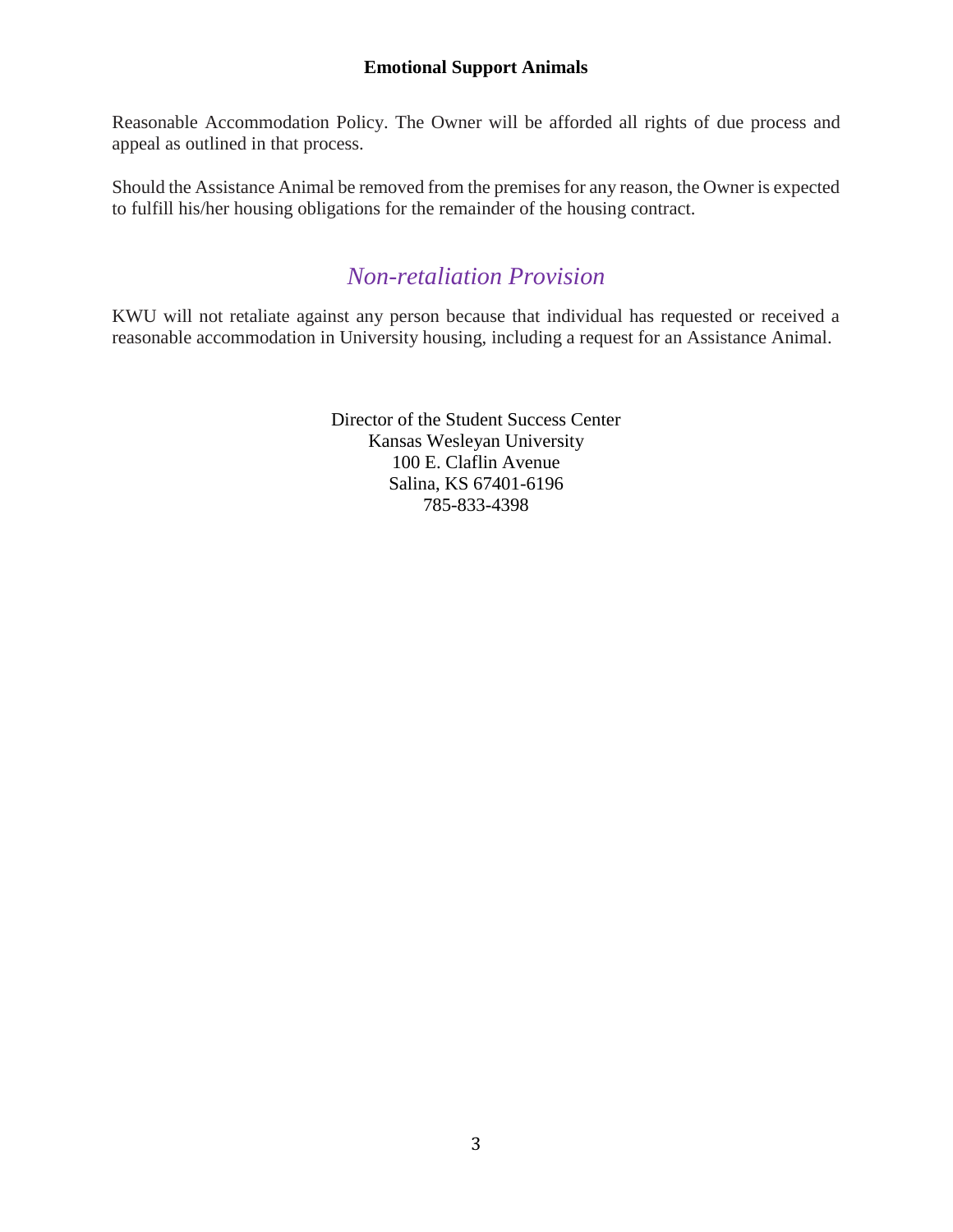Reasonable Accommodation Policy. The Owner will be afforded all rights of due process and appeal as outlined in that process.

Should the Assistance Animal be removed from the premises for any reason, the Owner is expected to fulfill his/her housing obligations for the remainder of the housing contract.

## *Non-retaliation Provision*

KWU will not retaliate against any person because that individual has requested or received a reasonable accommodation in University housing, including a request for an Assistance Animal.

Director of the Student Success Center
Kansas Wesleyan University
100 E. Claflin Avenue
Salina, KS 67401-6196
785-833-4398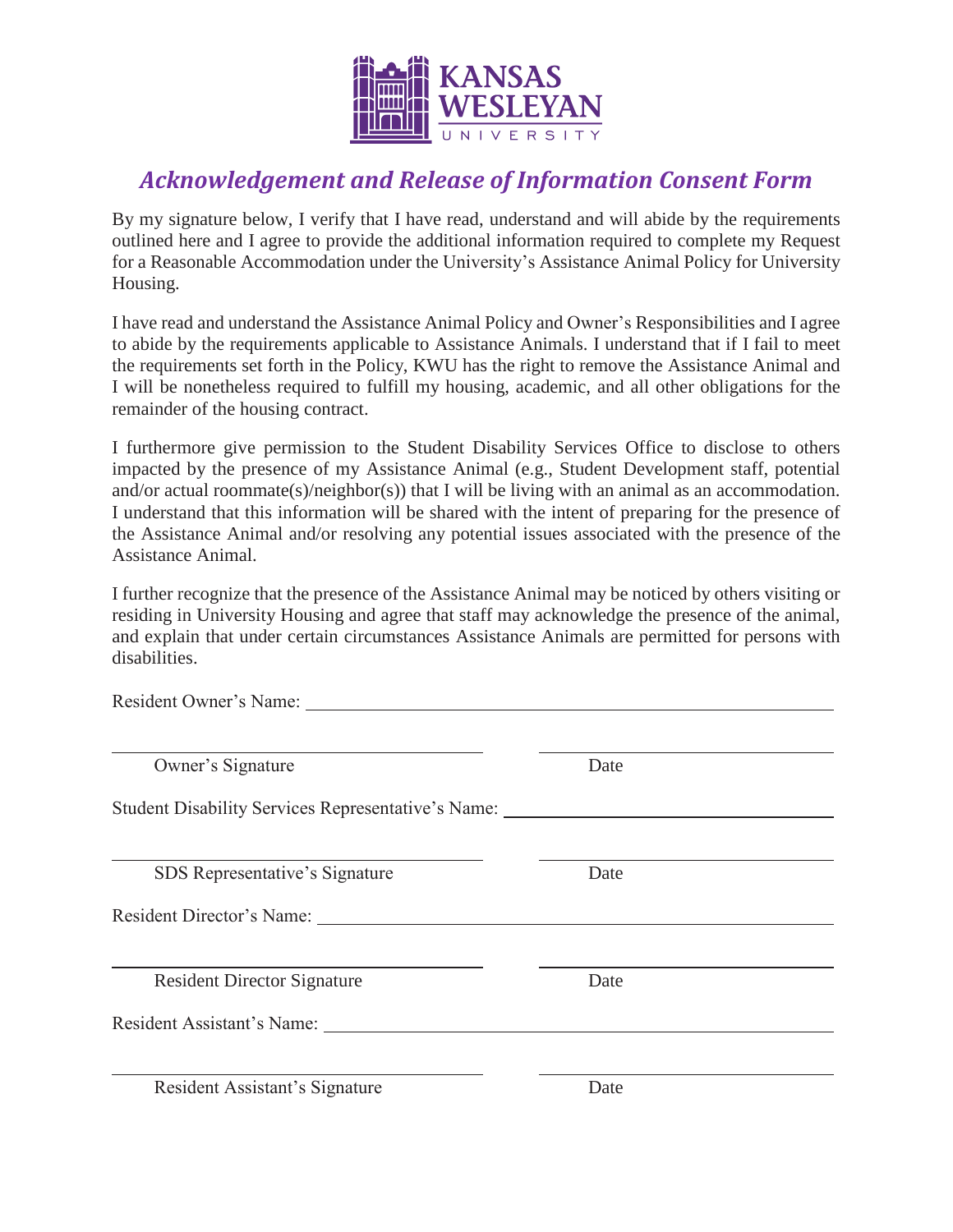## *Acknowledgement and Release of Information Consent Form*

By my signature below, I verify that I have read, understand and will abide by the requirements outlined here and I agree to provide the additional information required to complete my Request for a Reasonable Accommodation under the University's Assistance Animal Policy for University Housing.

I have read and understand the Assistance Animal Policy and Owner's Responsibilities and I agree to abide by the requirements applicable to Assistance Animals. I understand that if I fail to meet the requirements set forth in the Policy, KWU has the right to remove the Assistance Animal and I will be nonetheless required to fulfill my housing, academic, and all other obligations for the remainder of the housing contract.

I furthermore give permission to the Student Disability Services Office to disclose to others impacted by the presence of my Assistance Animal (e.g., Student Development staff, potential and/or actual roommate(s)/neighbor(s)) that I will be living with an animal as an accommodation. I understand that this information will be shared with the intent of preparing for the presence of the Assistance Animal and/or resolving any potential issues associated with the presence of the Assistance Animal.

I further recognize that the presence of the Assistance Animal may be noticed by others visiting or residing in University Housing and agree that staff may acknowledge the presence of the animal, and explain that under certain circumstances Assistance Animals are permitted for persons with disabilities.

Resident Owner's Name: ______________________________________________

______________________________ ______________________
Owner's Signature Date

Student Disability Services Representative's Name: ____________________________

______________________________ ______________________
SDS Representative's Signature Date

Resident Director's Name: ______________________________________________

______________________________ ______________________
Resident Director Signature Date

Resident Assistant's Name: ______________________________________________

______________________________ ______________________
Resident Assistant's Signature Date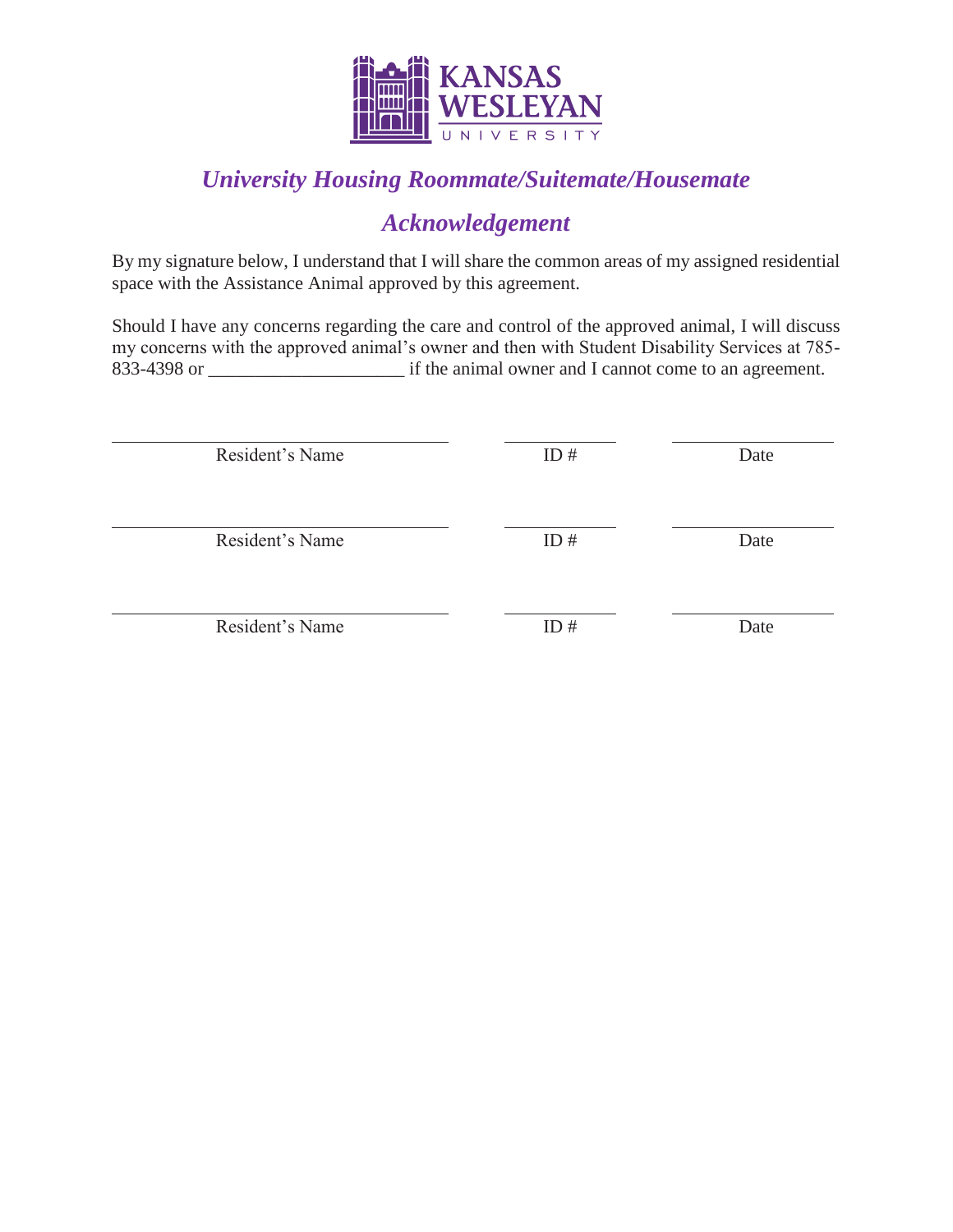KANSAS WESLEYAN UNIVERSITY

## *University Housing Roommate/Suitemate/Housemate Acknowledgement*

By my signature below, I understand that I will share the common areas of my assigned residential space with the Assistance Animal approved by this agreement.

Should I have any concerns regarding the care and control of the approved animal, I will discuss my concerns with the approved animal's owner and then with Student Disability Services at 785-833-4398 or ____________________ if the animal owner and I cannot come to an agreement.

| Resident's Name | ID # | Date |
|---|---|---|
| ______________________________ | __________ | ______________ |
| ______________________________ | __________ | ______________ |
| ______________________________ | __________ | ______________ |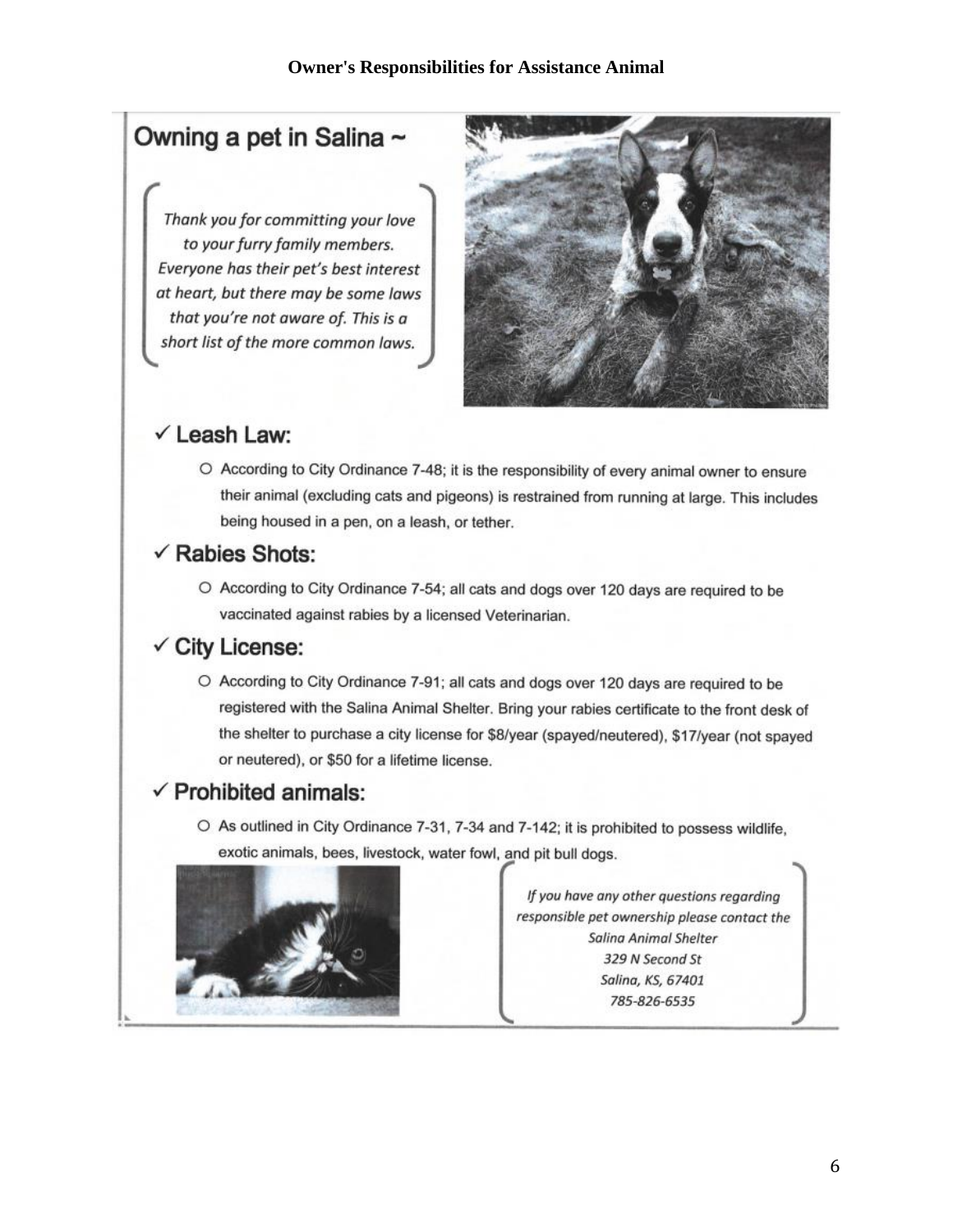# Owner's Responsibilities for Assistance Animal

## Owning a pet in Salina ~

*Thank you for committing your love to your furry family members. Everyone has their pet's best interest at heart, but there may be some laws that you're not aware of. This is a short list of the more common laws.*

### ✓ Leash Law:

- According to City Ordinance 7-48; it is the responsibility of every animal owner to ensure their animal (excluding cats and pigeons) is restrained from running at large. This includes being housed in a pen, on a leash, or tether.

### ✓ Rabies Shots:

- According to City Ordinance 7-54; all cats and dogs over 120 days are required to be vaccinated against rabies by a licensed Veterinarian.

### ✓ City License:

- According to City Ordinance 7-91; all cats and dogs over 120 days are required to be registered with the Salina Animal Shelter. Bring your rabies certificate to the front desk of the shelter to purchase a city license for $8/year (spayed/neutered), $17/year (not spayed or neutered), or $50 for a lifetime license.

### ✓ Prohibited animals:

- As outlined in City Ordinance 7-31, 7-34 and 7-142; it is prohibited to possess wildlife, exotic animals, bees, livestock, water fowl, and pit bull dogs.

*If you have any other questions regarding responsible pet ownership please contact the*
*Salina Animal Shelter*
*329 N Second St*
*Salina, KS, 67401*
*785-826-6535*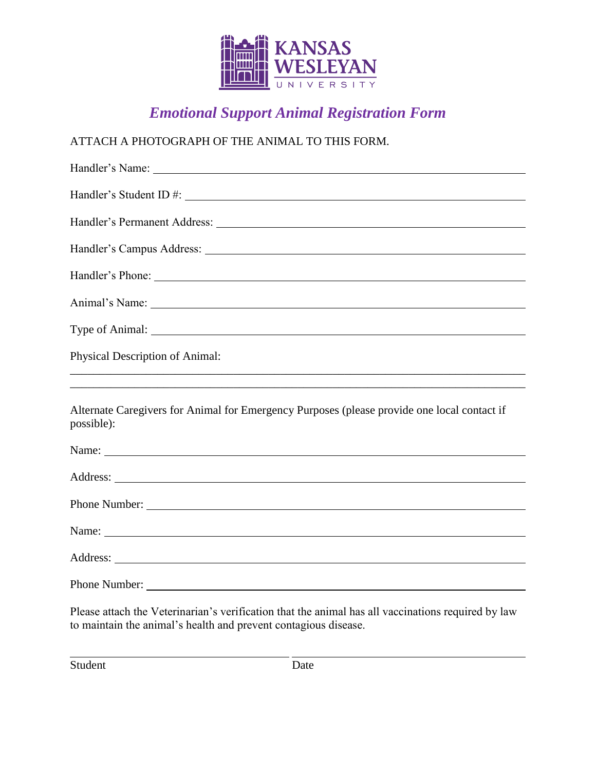KANSAS WESLEYAN UNIVERSITY

# *Emotional Support Animal Registration Form*

ATTACH A PHOTOGRAPH OF THE ANIMAL TO THIS FORM.

Handler's Name: ______________________________________________

Handler's Student ID #: ______________________________________________

Handler's Permanent Address: ______________________________________________

Handler's Campus Address: ______________________________________________

Handler's Phone: ______________________________________________

Animal's Name: ______________________________________________

Type of Animal: ______________________________________________

Physical Description of Animal:

______________________________________________

______________________________________________

Alternate Caregivers for Animal for Emergency Purposes (please provide one local contact if possible):

Name: ______________________________________________

Address: ______________________________________________

Phone Number: ______________________________________________

Name: ______________________________________________

Address: ______________________________________________

Phone Number: ______________________________________________

Please attach the Veterinarian's verification that the animal has all vaccinations required by law to maintain the animal's health and prevent contagious disease.

______________________ ______________________

Student Date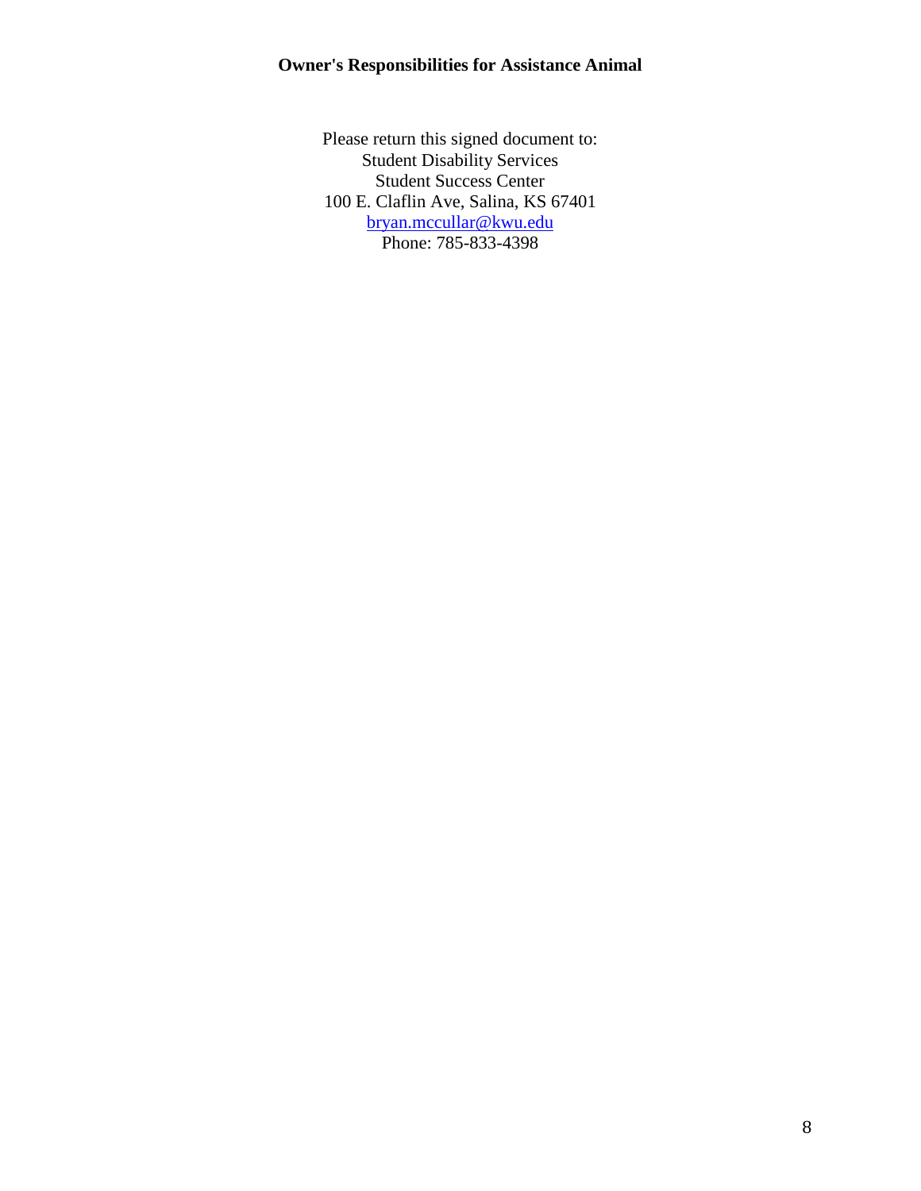**Owner's Responsibilities for Assistance Animal**

Please return this signed document to:
Student Disability Services
Student Success Center
100 E. Claflin Ave, Salina, KS 67401
bryan.mccullar@kwu.edu
Phone: 785-833-4398